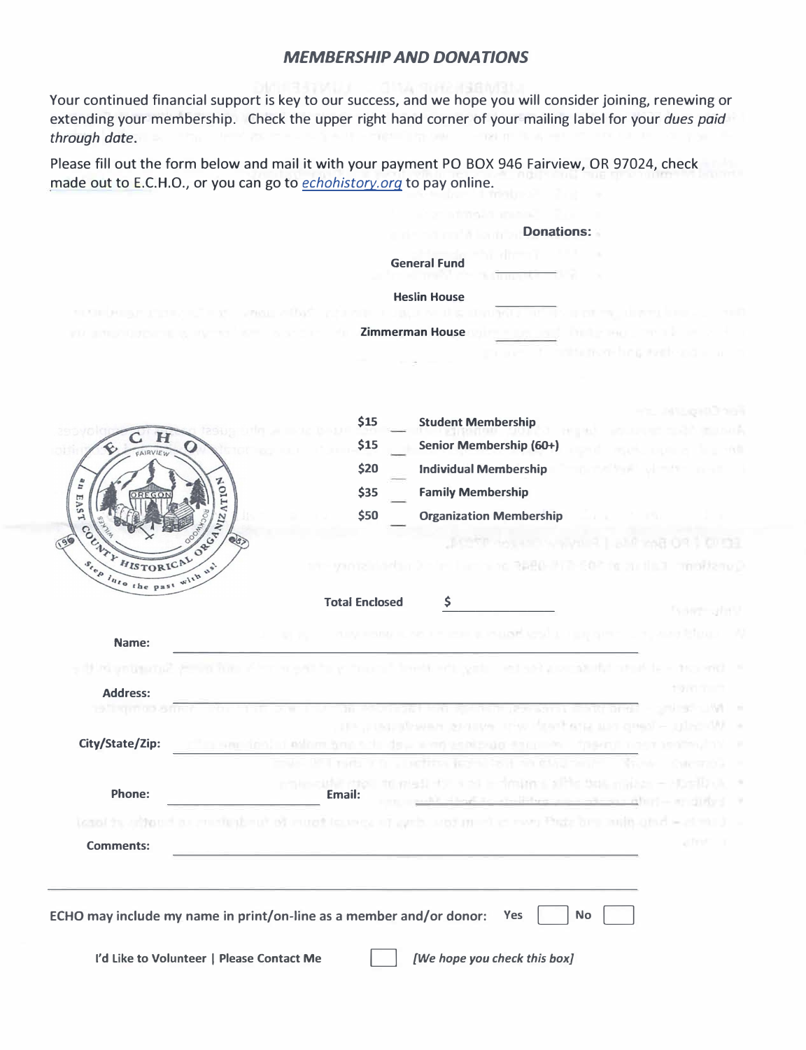## *MEMBERSHIP AND DONATIONS*

Your continued financial support is key to our success, and we hope you will consider joining, renewing or extending your membership. Check the upper right hand corner of your mailing label for your *dues paid through date*.

Please fill out the form below and mail it with your payment PO BOX 946 Fairview, OR 97024, check made out to E.C.H.O., or you can go to echohistory.org to pay online.

**Donations:**

**General Fund** \_\_\_\_\_\_\_\_

**Heslin House** \_\_\_\_\_\_\_\_

**Zimmerman House** \_\_\_\_\_\_\_\_

| | | |
|---|---|---|
| **$15** | \_\_ | **Student Membership** |
| **$15** | \_\_ | **Senior Membership (60+)** |
| **$20** | \_\_ | **Individual Membership** |
| **$35** | \_\_ | **Family Membership** |
| **$50** | \_\_ | **Organization Membership** |

ECHO — FAIRVIEW — OREGON — WILKES — ROCKWOOD — an EAST COUNTY HISTORICAL ORGANIZATION — 1987 — Step into the past with us!

**Total Enclosed** $ \_\_\_\_\_\_\_\_\_\_

**Name:** \_\_\_\_\_\_\_\_\_\_\_\_\_\_\_\_\_\_\_\_\_\_\_\_\_\_\_\_\_\_\_\_\_\_\_\_

**Address:** \_\_\_\_\_\_\_\_\_\_\_\_\_\_\_\_\_\_\_\_\_\_\_\_\_\_\_\_\_\_\_\_\_\_\_\_

**City/State/Zip:** \_\_\_\_\_\_\_\_\_\_\_\_\_\_\_\_\_\_\_\_\_\_\_\_\_\_\_\_\_\_\_\_\_\_\_\_

**Phone:** \_\_\_\_\_\_\_\_\_\_\_\_\_\_ **Email:** \_\_\_\_\_\_\_\_\_\_\_\_\_\_\_\_\_\_\_\_\_\_

**Comments:** \_\_\_\_\_\_\_\_\_\_\_\_\_\_\_\_\_\_\_\_\_\_\_\_\_\_\_\_\_\_\_\_\_\_\_\_

\_\_\_\_\_\_\_\_\_\_\_\_\_\_\_\_\_\_\_\_\_\_\_\_\_\_\_\_\_\_\_\_\_\_\_\_\_\_\_\_\_\_\_\_\_\_\_\_

**ECHO may include my name in print/on-line as a member and/or donor:** **Yes** ☐ **No** ☐

**I'd Like to Volunteer | Please Contact Me** ☐ ***[We hope you check this box]***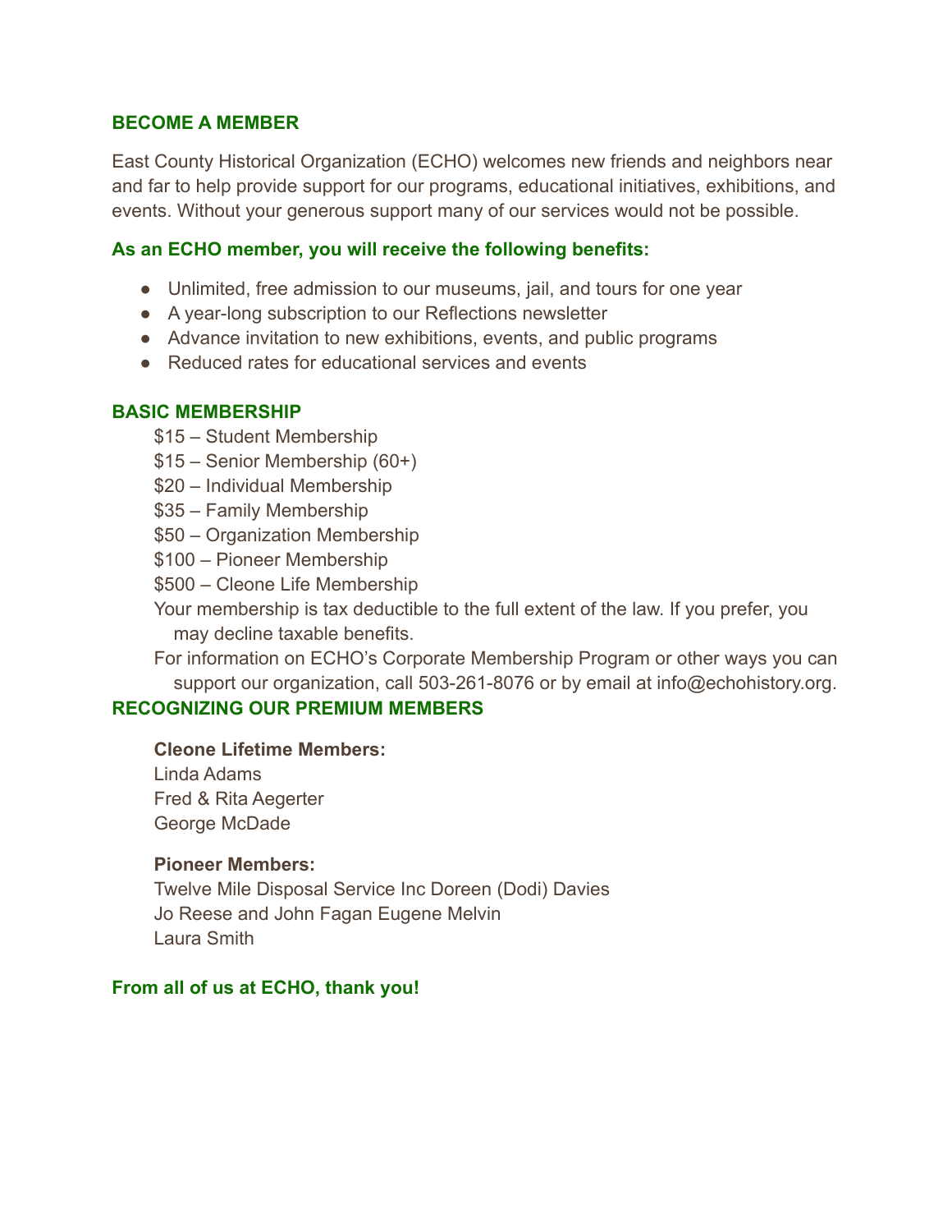## BECOME A MEMBER

East County Historical Organization (ECHO) welcomes new friends and neighbors near and far to help provide support for our programs, educational initiatives, exhibitions, and events. Without your generous support many of our services would not be possible.

### As an ECHO member, you will receive the following benefits:

- Unlimited, free admission to our museums, jail, and tours for one year
- A year-long subscription to our Reflections newsletter
- Advance invitation to new exhibitions, events, and public programs
- Reduced rates for educational services and events

## BASIC MEMBERSHIP

$15 – Student Membership
$15 – Senior Membership (60+)
$20 – Individual Membership
$35 – Family Membership
$50 – Organization Membership
$100 – Pioneer Membership
$500 – Cleone Life Membership

Your membership is tax deductible to the full extent of the law. If you prefer, you may decline taxable benefits.

For information on ECHO's Corporate Membership Program or other ways you can support our organization, call 503-261-8076 or by email at info@echohistory.org.

## RECOGNIZING OUR PREMIUM MEMBERS

**Cleone Lifetime Members:**
Linda Adams
Fred & Rita Aegerter
George McDade

**Pioneer Members:**
Twelve Mile Disposal Service Inc Doreen (Dodi) Davies
Jo Reese and John Fagan Eugene Melvin
Laura Smith

**From all of us at ECHO, thank you!**